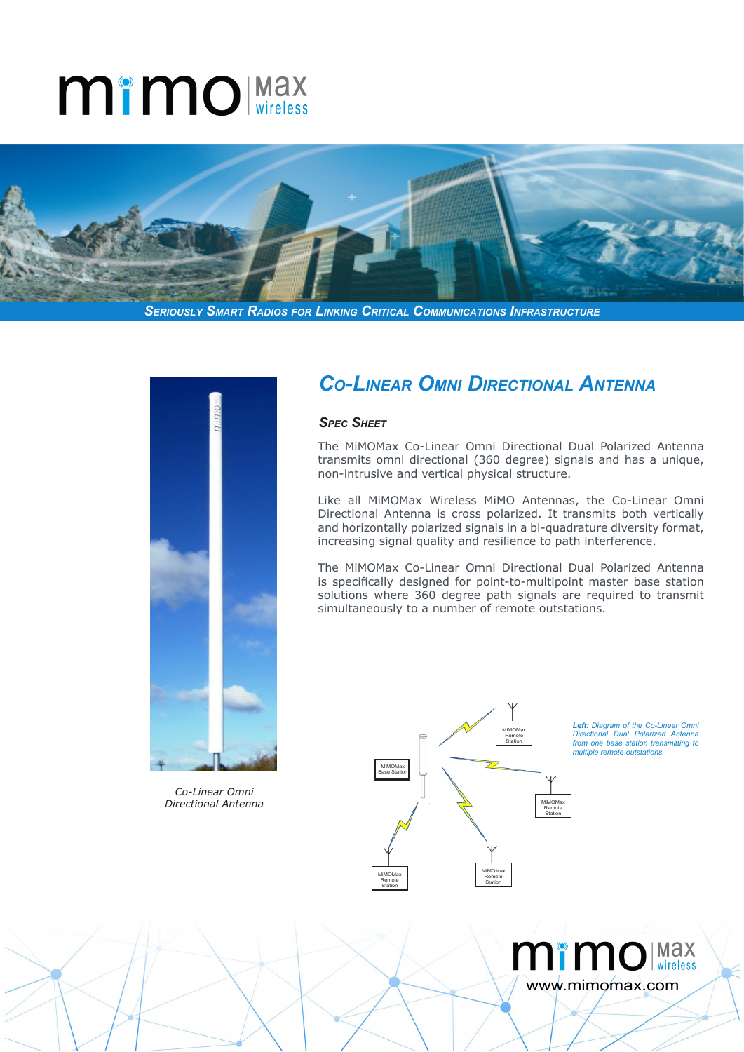# mimo Max wireless

*SERIOUSLY SMART RADIOS FOR LINKING CRITICAL COMMUNICATIONS INFRASTRUCTURE*

## CO-LINEAR OMNI DIRECTIONAL ANTENNA

### SPEC SHEET

The MiMOMax Co-Linear Omni Directional Dual Polarized Antenna transmits omni directional (360 degree) signals and has a unique, non-intrusive and vertical physical structure.

Like all MiMOMax Wireless MiMO Antennas, the Co-Linear Omni Directional Antenna is cross polarized. It transmits both vertically and horizontally polarized signals in a bi-quadrature diversity format, increasing signal quality and resilience to path interference.

The MiMOMax Co-Linear Omni Directional Dual Polarized Antenna is specifically designed for point-to-multipoint master base station solutions where 360 degree path signals are required to transmit simultaneously to a number of remote outstations.

*Co-Linear Omni Directional Antenna*

MiMOMax Base Station

MiMOMax Remote Station

MiMOMax Remote Station

MiMOMax Remote Station

MiMOMax Remote Station

***Left:*** *Diagram of the Co-Linear Omni Directional Dual Polarized Antenna from one base station transmitting to multiple remote outstations.*

mimo Max wireless

www.mimomax.com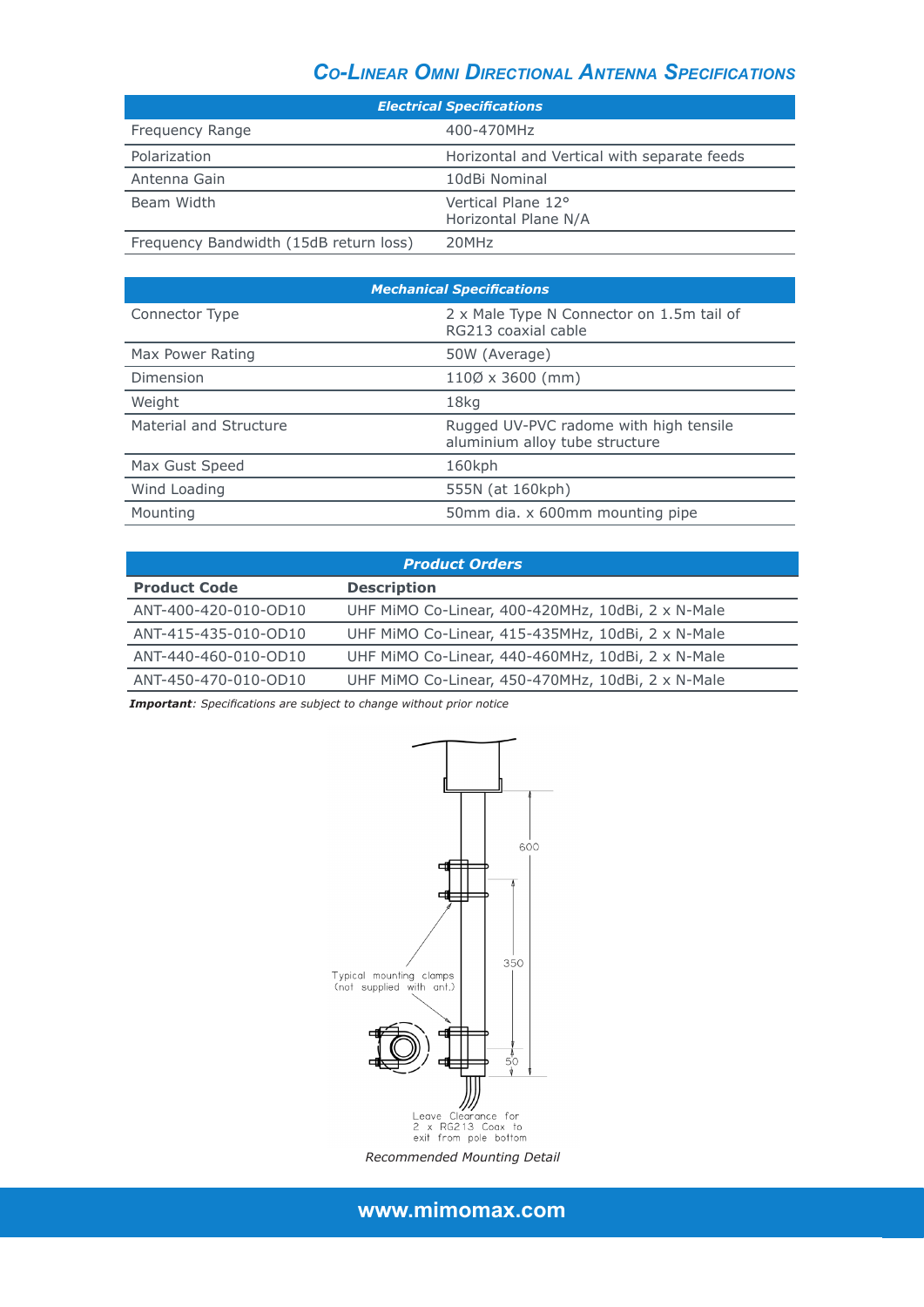## Co-Linear Omni Directional Antenna Specifications

| Electrical Specifications | |
|---|---|
| Frequency Range | 400-470MHz |
| Polarization | Horizontal and Vertical with separate feeds |
| Antenna Gain | 10dBi Nominal |
| Beam Width | Vertical Plane 12°<br>Horizontal Plane N/A |
| Frequency Bandwidth (15dB return loss) | 20MHz |

| Mechanical Specifications | |
|---|---|
| Connector Type | 2 x Male Type N Connector on 1.5m tail of RG213 coaxial cable |
| Max Power Rating | 50W (Average) |
| Dimension | 110Ø x 3600 (mm) |
| Weight | 18kg |
| Material and Structure | Rugged UV-PVC radome with high tensile aluminium alloy tube structure |
| Max Gust Speed | 160kph |
| Wind Loading | 555N (at 160kph) |
| Mounting | 50mm dia. x 600mm mounting pipe |

### Product Orders

| Product Code | Description |
|---|---|
| ANT-400-420-010-OD10 | UHF MiMO Co-Linear, 400-420MHz, 10dBi, 2 x N-Male |
| ANT-415-435-010-OD10 | UHF MiMO Co-Linear, 415-435MHz, 10dBi, 2 x N-Male |
| ANT-440-460-010-OD10 | UHF MiMO Co-Linear, 440-460MHz, 10dBi, 2 x N-Male |
| ANT-450-470-010-OD10 | UHF MiMO Co-Linear, 450-470MHz, 10dBi, 2 x N-Male |

***Important****: Specifications are subject to change without prior notice*

600

350

50

Typical mounting clamps (not supplied with ant.)

Leave Clearance for 2 x RG213 Coax to exit from pole bottom

*Recommended Mounting Detail*

www.mimomax.com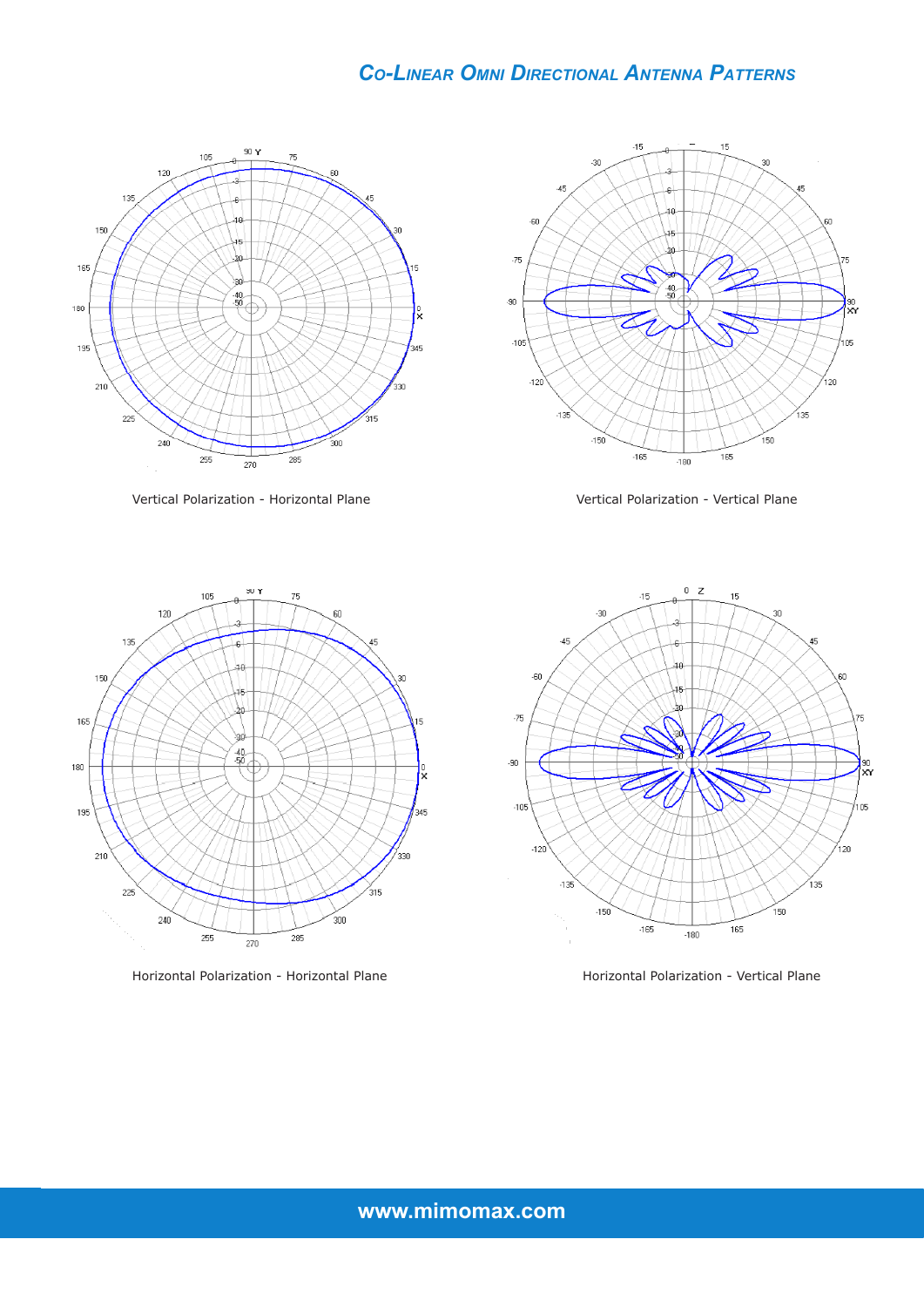## Co-Linear Omni Directional Antenna Patterns

90 Y
105 75
120 60
135 45
150 30
165 15
180 0 X
195 345
210 330
225 315
240 300
255 270 285
0 -3 -6 -10 -15 -20 -30 -40 -50

Vertical Polarization - Horizontal Plane

-15 0 15
-30 30
-45 45
-60 60
-75 75
-90 90 XY
-105 105
-120 120
-135 135
-150 150
-165 -180 165
0 -3 -6 -10 -15 -20 -30 -40 -50

Vertical Polarization - Vertical Plane

90 Y
105 75
120 60
135 45
150 30
165 15
180 0 X
195 345
210 330
225 315
240 300
255 270 285
0 -3 -6 -10 -15 -20 -30 -40 -50

Horizontal Polarization - Horizontal Plane

0 Z
-15 15
-30 30
-45 45
-60 60
-75 75
-90 90 XY
-105 105
-120 120
-135 135
-150 150
-165 -180 165
0 -3 -6 -10 -15 -20 -30 -40 -50

Horizontal Polarization - Vertical Plane

www.mimomax.com